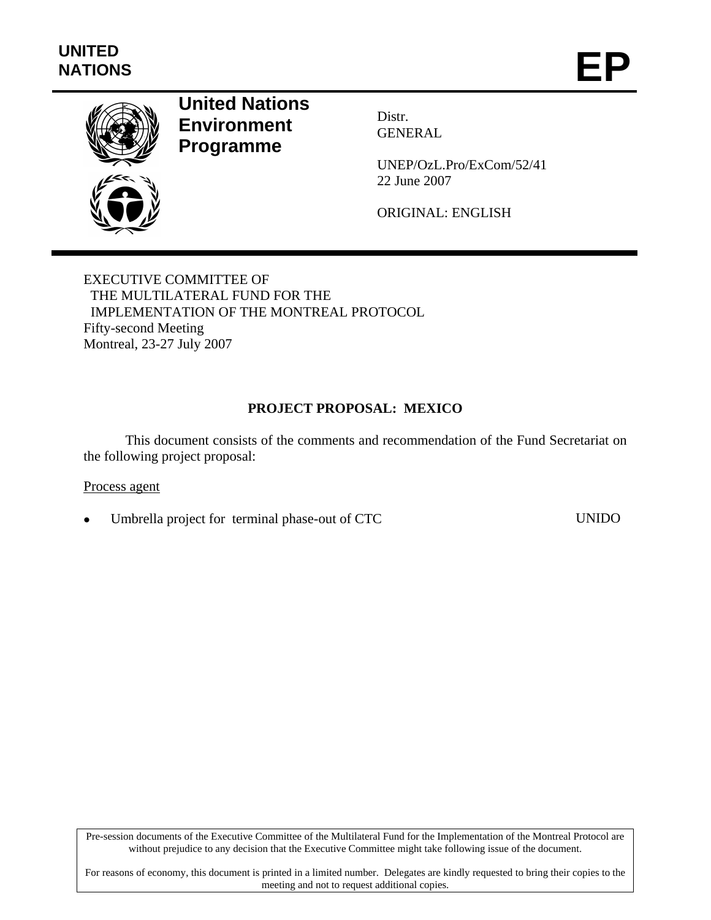UNITED NATIONS

# EP

**United Nations Environment Programme**

Distr.
GENERAL

UNEP/OzL.Pro/ExCom/52/41
22 June 2007

ORIGINAL: ENGLISH

EXECUTIVE COMMITTEE OF
THE MULTILATERAL FUND FOR THE
IMPLEMENTATION OF THE MONTREAL PROTOCOL
Fifty-second Meeting
Montreal, 23-27 July 2007

## PROJECT PROPOSAL: MEXICO

This document consists of the comments and recommendation of the Fund Secretariat on the following project proposal:

Process agent

- Umbrella project for terminal phase-out of CTC — UNIDO

Pre-session documents of the Executive Committee of the Multilateral Fund for the Implementation of the Montreal Protocol are without prejudice to any decision that the Executive Committee might take following issue of the document.

For reasons of economy, this document is printed in a limited number. Delegates are kindly requested to bring their copies to the meeting and not to request additional copies.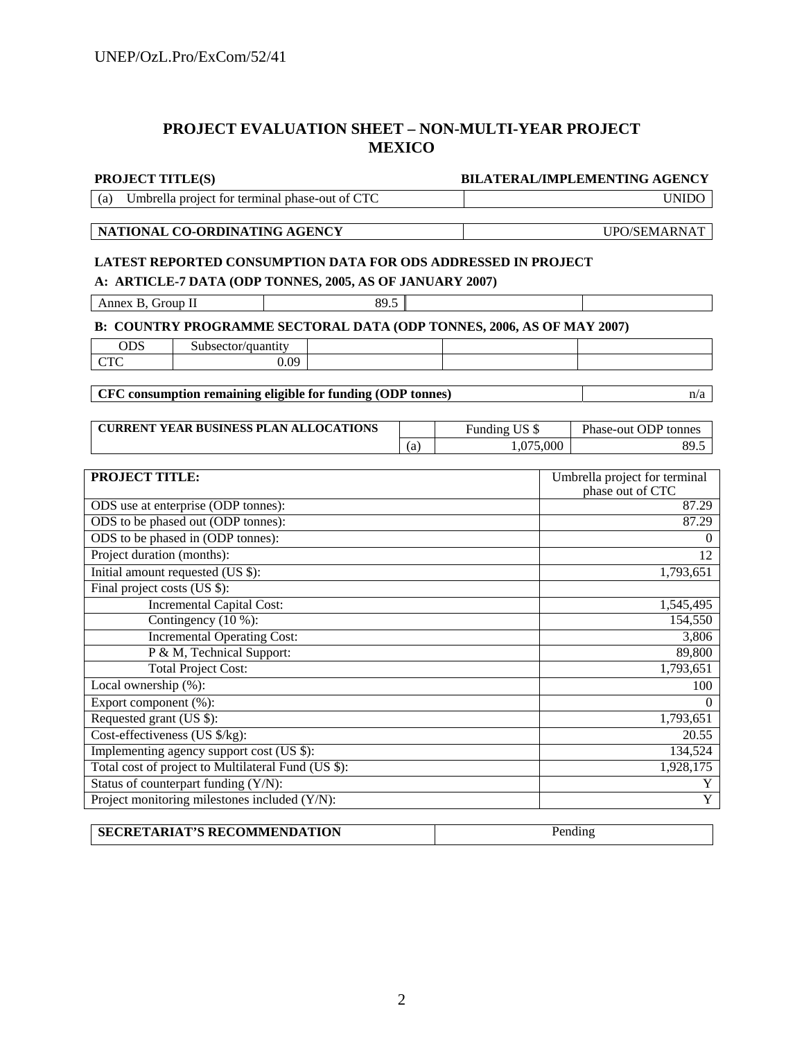# PROJECT EVALUATION SHEET – NON-MULTI-YEAR PROJECT
# MEXICO

| PROJECT TITLE(S) | BILATERAL/IMPLEMENTING AGENCY |
|---|---|
| (a) Umbrella project for terminal phase-out of CTC | UNIDO |

| NATIONAL CO-ORDINATING AGENCY | UPO/SEMARNAT |
|---|---|

**LATEST REPORTED CONSUMPTION DATA FOR ODS ADDRESSED IN PROJECT**

**A: ARTICLE-7 DATA (ODP TONNES, 2005, AS OF JANUARY 2007)**

| Annex B, Group II | 89.5 | | |
|---|---|---|---|

**B: COUNTRY PROGRAMME SECTORAL DATA (ODP TONNES, 2006, AS OF MAY 2007)**

| ODS | Subsector/quantity | | | |
|---|---|---|---|---|
| CTC | 0.09 | | | |

| CFC consumption remaining eligible for funding (ODP tonnes) | n/a |
|---|---|

| CURRENT YEAR BUSINESS PLAN ALLOCATIONS | | Funding US $ | Phase-out ODP tonnes |
|---|---|---|---|
| | (a) | 1,075,000 | 89.5 |

| PROJECT TITLE: | Umbrella project for terminal phase out of CTC |
|---|---|
| ODS use at enterprise (ODP tonnes): | 87.29 |
| ODS to be phased out (ODP tonnes): | 87.29 |
| ODS to be phased in (ODP tonnes): | 0 |
| Project duration (months): | 12 |
| Initial amount requested (US $): | 1,793,651 |
| Final project costs (US $): | |
| Incremental Capital Cost: | 1,545,495 |
| Contingency (10 %): | 154,550 |
| Incremental Operating Cost: | 3,806 |
| P & M, Technical Support: | 89,800 |
| Total Project Cost: | 1,793,651 |
| Local ownership (%): | 100 |
| Export component (%): | 0 |
| Requested grant (US $): | 1,793,651 |
| Cost-effectiveness (US $/kg): | 20.55 |
| Implementing agency support cost (US $): | 134,524 |
| Total cost of project to Multilateral Fund (US $): | 1,928,175 |
| Status of counterpart funding (Y/N): | Y |
| Project monitoring milestones included (Y/N): | Y |

| SECRETARIAT'S RECOMMENDATION | Pending |
|---|---|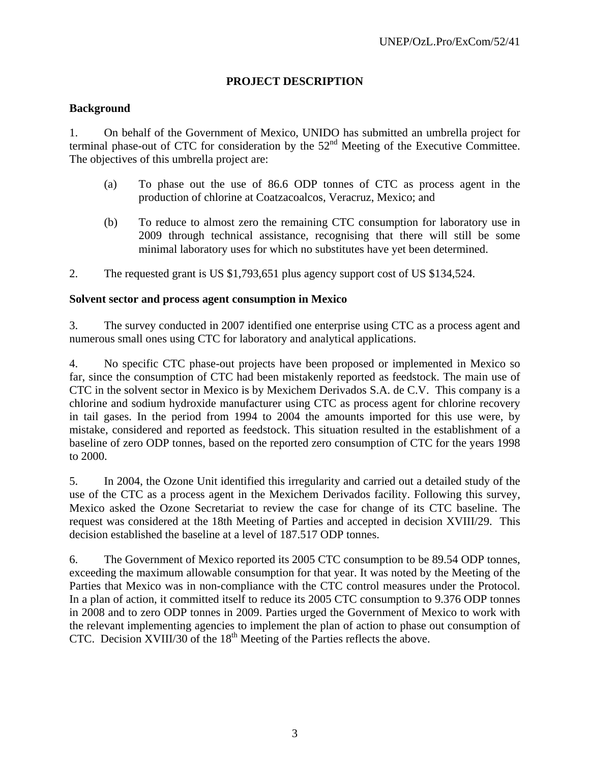## PROJECT DESCRIPTION

### Background

1. On behalf of the Government of Mexico, UNIDO has submitted an umbrella project for terminal phase-out of CTC for consideration by the 52nd Meeting of the Executive Committee. The objectives of this umbrella project are:

   (a) To phase out the use of 86.6 ODP tonnes of CTC as process agent in the production of chlorine at Coatzacoalcos, Veracruz, Mexico; and

   (b) To reduce to almost zero the remaining CTC consumption for laboratory use in 2009 through technical assistance, recognising that there will still be some minimal laboratory uses for which no substitutes have yet been determined.

2. The requested grant is US $1,793,651 plus agency support cost of US $134,524.

### Solvent sector and process agent consumption in Mexico

3. The survey conducted in 2007 identified one enterprise using CTC as a process agent and numerous small ones using CTC for laboratory and analytical applications.

4. No specific CTC phase-out projects have been proposed or implemented in Mexico so far, since the consumption of CTC had been mistakenly reported as feedstock. The main use of CTC in the solvent sector in Mexico is by Mexichem Derivados S.A. de C.V. This company is a chlorine and sodium hydroxide manufacturer using CTC as process agent for chlorine recovery in tail gases. In the period from 1994 to 2004 the amounts imported for this use were, by mistake, considered and reported as feedstock. This situation resulted in the establishment of a baseline of zero ODP tonnes, based on the reported zero consumption of CTC for the years 1998 to 2000.

5. In 2004, the Ozone Unit identified this irregularity and carried out a detailed study of the use of the CTC as a process agent in the Mexichem Derivados facility. Following this survey, Mexico asked the Ozone Secretariat to review the case for change of its CTC baseline. The request was considered at the 18th Meeting of Parties and accepted in decision XVIII/29. This decision established the baseline at a level of 187.517 ODP tonnes.

6. The Government of Mexico reported its 2005 CTC consumption to be 89.54 ODP tonnes, exceeding the maximum allowable consumption for that year. It was noted by the Meeting of the Parties that Mexico was in non-compliance with the CTC control measures under the Protocol. In a plan of action, it committed itself to reduce its 2005 CTC consumption to 9.376 ODP tonnes in 2008 and to zero ODP tonnes in 2009. Parties urged the Government of Mexico to work with the relevant implementing agencies to implement the plan of action to phase out consumption of CTC. Decision XVIII/30 of the 18th Meeting of the Parties reflects the above.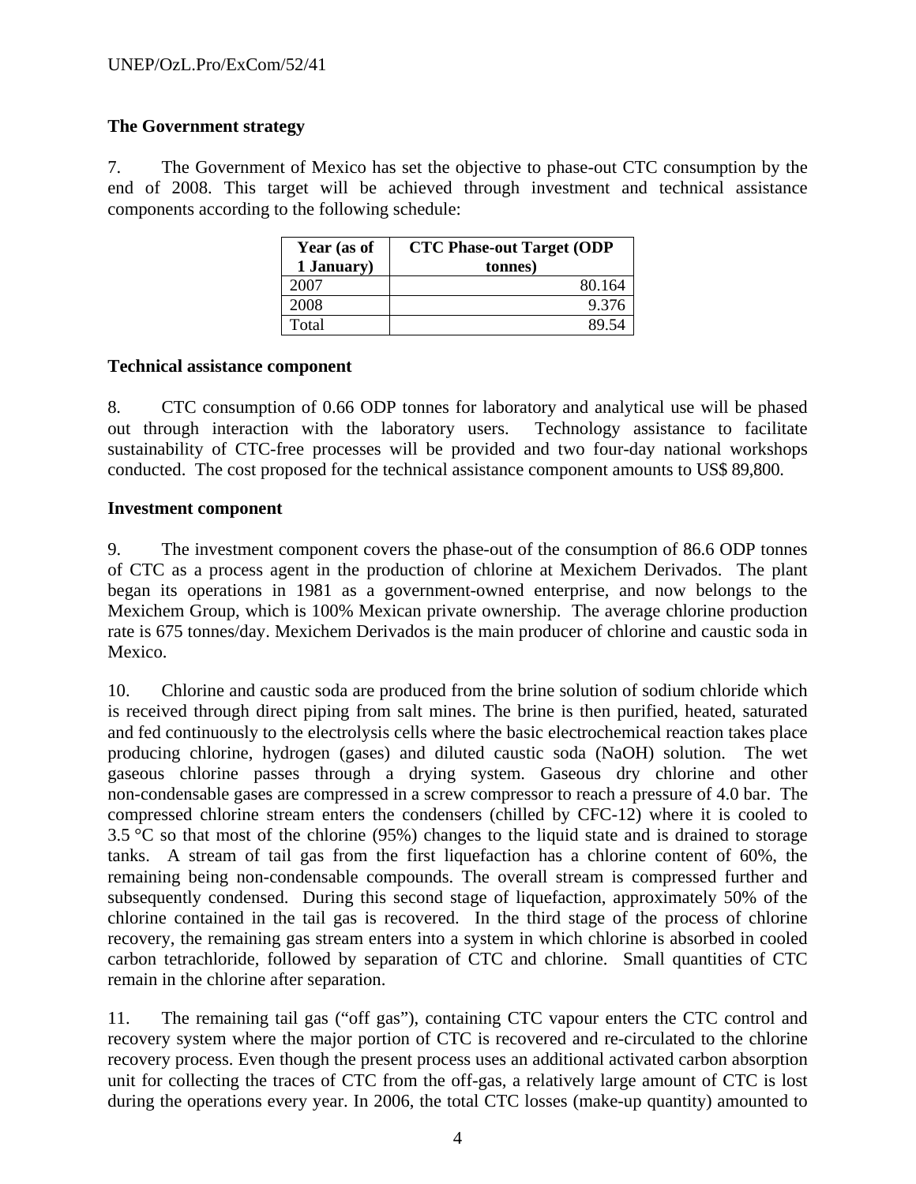### The Government strategy

7. The Government of Mexico has set the objective to phase-out CTC consumption by the end of 2008. This target will be achieved through investment and technical assistance components according to the following schedule:

| Year (as of 1 January) | CTC Phase-out Target (ODP tonnes) |
|---|---|
| 2007 | 80.164 |
| 2008 | 9.376 |
| Total | 89.54 |

### Technical assistance component

8. CTC consumption of 0.66 ODP tonnes for laboratory and analytical use will be phased out through interaction with the laboratory users. Technology assistance to facilitate sustainability of CTC-free processes will be provided and two four-day national workshops conducted. The cost proposed for the technical assistance component amounts to US$ 89,800.

### Investment component

9. The investment component covers the phase-out of the consumption of 86.6 ODP tonnes of CTC as a process agent in the production of chlorine at Mexichem Derivados. The plant began its operations in 1981 as a government-owned enterprise, and now belongs to the Mexichem Group, which is 100% Mexican private ownership. The average chlorine production rate is 675 tonnes/day. Mexichem Derivados is the main producer of chlorine and caustic soda in Mexico.

10. Chlorine and caustic soda are produced from the brine solution of sodium chloride which is received through direct piping from salt mines. The brine is then purified, heated, saturated and fed continuously to the electrolysis cells where the basic electrochemical reaction takes place producing chlorine, hydrogen (gases) and diluted caustic soda (NaOH) solution. The wet gaseous chlorine passes through a drying system. Gaseous dry chlorine and other non-condensable gases are compressed in a screw compressor to reach a pressure of 4.0 bar. The compressed chlorine stream enters the condensers (chilled by CFC-12) where it is cooled to 3.5 °C so that most of the chlorine (95%) changes to the liquid state and is drained to storage tanks. A stream of tail gas from the first liquefaction has a chlorine content of 60%, the remaining being non-condensable compounds. The overall stream is compressed further and subsequently condensed. During this second stage of liquefaction, approximately 50% of the chlorine contained in the tail gas is recovered. In the third stage of the process of chlorine recovery, the remaining gas stream enters into a system in which chlorine is absorbed in cooled carbon tetrachloride, followed by separation of CTC and chlorine. Small quantities of CTC remain in the chlorine after separation.

11. The remaining tail gas ("off gas"), containing CTC vapour enters the CTC control and recovery system where the major portion of CTC is recovered and re-circulated to the chlorine recovery process. Even though the present process uses an additional activated carbon absorption unit for collecting the traces of CTC from the off-gas, a relatively large amount of CTC is lost during the operations every year. In 2006, the total CTC losses (make-up quantity) amounted to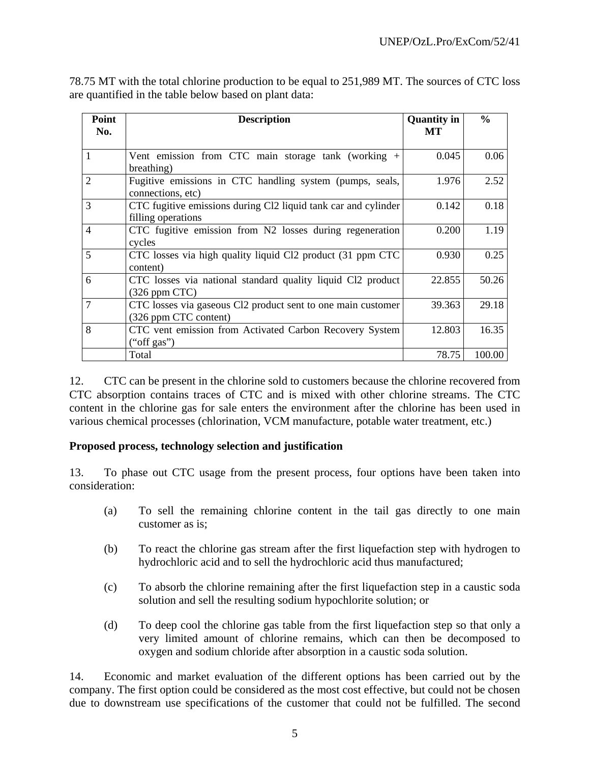78.75 MT with the total chlorine production to be equal to 251,989 MT. The sources of CTC loss are quantified in the table below based on plant data:

| Point No. | Description | Quantity in MT | % |
|---|---|---|---|
| 1 | Vent emission from CTC main storage tank (working + breathing) | 0.045 | 0.06 |
| 2 | Fugitive emissions in CTC handling system (pumps, seals, connections, etc) | 1.976 | 2.52 |
| 3 | CTC fugitive emissions during Cl2 liquid tank car and cylinder filling operations | 0.142 | 0.18 |
| 4 | CTC fugitive emission from N2 losses during regeneration cycles | 0.200 | 1.19 |
| 5 | CTC losses via high quality liquid Cl2 product (31 ppm CTC content) | 0.930 | 0.25 |
| 6 | CTC losses via national standard quality liquid Cl2 product (326 ppm CTC) | 22.855 | 50.26 |
| 7 | CTC losses via gaseous Cl2 product sent to one main customer (326 ppm CTC content) | 39.363 | 29.18 |
| 8 | CTC vent emission from Activated Carbon Recovery System ("off gas") | 12.803 | 16.35 |
| | Total | 78.75 | 100.00 |

12. CTC can be present in the chlorine sold to customers because the chlorine recovered from CTC absorption contains traces of CTC and is mixed with other chlorine streams. The CTC content in the chlorine gas for sale enters the environment after the chlorine has been used in various chemical processes (chlorination, VCM manufacture, potable water treatment, etc.)

**Proposed process, technology selection and justification**

13. To phase out CTC usage from the present process, four options have been taken into consideration:

(a) To sell the remaining chlorine content in the tail gas directly to one main customer as is;

(b) To react the chlorine gas stream after the first liquefaction step with hydrogen to hydrochloric acid and to sell the hydrochloric acid thus manufactured;

(c) To absorb the chlorine remaining after the first liquefaction step in a caustic soda solution and sell the resulting sodium hypochlorite solution; or

(d) To deep cool the chlorine gas table from the first liquefaction step so that only a very limited amount of chlorine remains, which can then be decomposed to oxygen and sodium chloride after absorption in a caustic soda solution.

14. Economic and market evaluation of the different options has been carried out by the company. The first option could be considered as the most cost effective, but could not be chosen due to downstream use specifications of the customer that could not be fulfilled. The second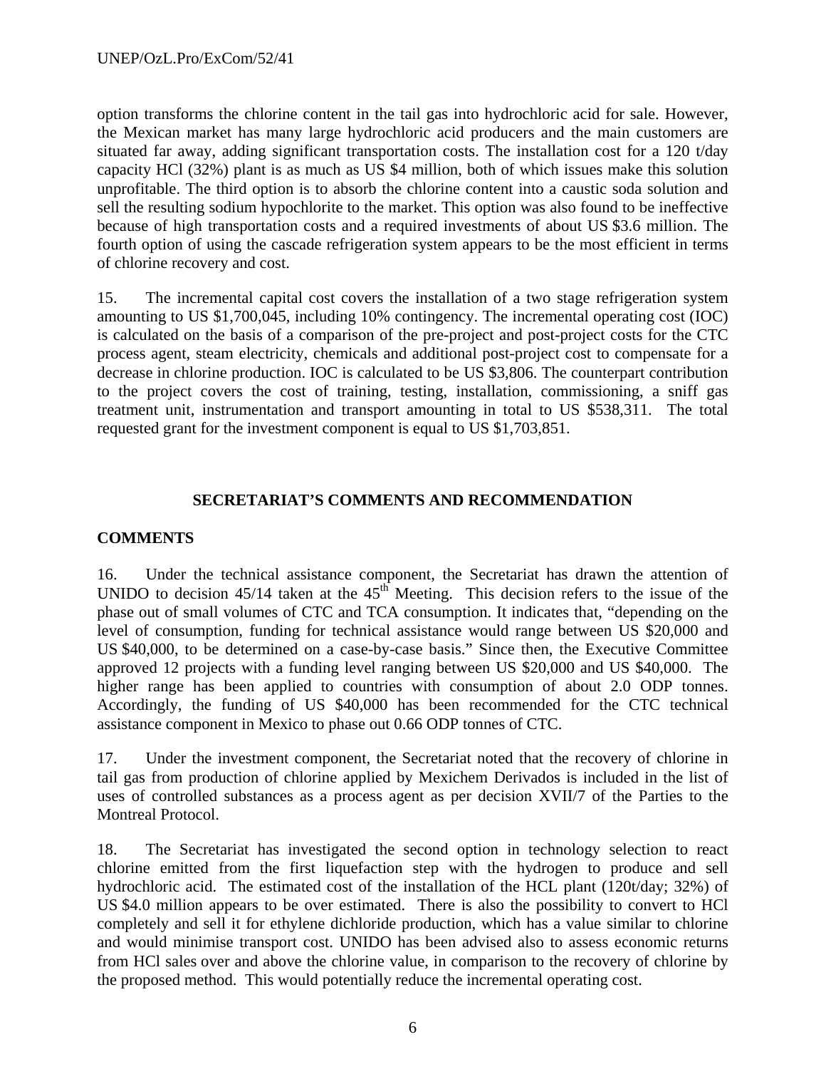option transforms the chlorine content in the tail gas into hydrochloric acid for sale. However, the Mexican market has many large hydrochloric acid producers and the main customers are situated far away, adding significant transportation costs. The installation cost for a 120 t/day capacity HCl (32%) plant is as much as US $4 million, both of which issues make this solution unprofitable. The third option is to absorb the chlorine content into a caustic soda solution and sell the resulting sodium hypochlorite to the market. This option was also found to be ineffective because of high transportation costs and a required investments of about US $3.6 million. The fourth option of using the cascade refrigeration system appears to be the most efficient in terms of chlorine recovery and cost.

15. The incremental capital cost covers the installation of a two stage refrigeration system amounting to US $1,700,045, including 10% contingency. The incremental operating cost (IOC) is calculated on the basis of a comparison of the pre-project and post-project costs for the CTC process agent, steam electricity, chemicals and additional post-project cost to compensate for a decrease in chlorine production. IOC is calculated to be US $3,806. The counterpart contribution to the project covers the cost of training, testing, installation, commissioning, a sniff gas treatment unit, instrumentation and transport amounting in total to US $538,311. The total requested grant for the investment component is equal to US $1,703,851.

## SECRETARIAT'S COMMENTS AND RECOMMENDATION

### COMMENTS

16. Under the technical assistance component, the Secretariat has drawn the attention of UNIDO to decision 45/14 taken at the 45th Meeting. This decision refers to the issue of the phase out of small volumes of CTC and TCA consumption. It indicates that, "depending on the level of consumption, funding for technical assistance would range between US $20,000 and US $40,000, to be determined on a case-by-case basis." Since then, the Executive Committee approved 12 projects with a funding level ranging between US $20,000 and US $40,000. The higher range has been applied to countries with consumption of about 2.0 ODP tonnes. Accordingly, the funding of US $40,000 has been recommended for the CTC technical assistance component in Mexico to phase out 0.66 ODP tonnes of CTC.

17. Under the investment component, the Secretariat noted that the recovery of chlorine in tail gas from production of chlorine applied by Mexichem Derivados is included in the list of uses of controlled substances as a process agent as per decision XVII/7 of the Parties to the Montreal Protocol.

18. The Secretariat has investigated the second option in technology selection to react chlorine emitted from the first liquefaction step with the hydrogen to produce and sell hydrochloric acid. The estimated cost of the installation of the HCL plant (120t/day; 32%) of US $4.0 million appears to be over estimated. There is also the possibility to convert to HCl completely and sell it for ethylene dichloride production, which has a value similar to chlorine and would minimise transport cost. UNIDO has been advised also to assess economic returns from HCl sales over and above the chlorine value, in comparison to the recovery of chlorine by the proposed method. This would potentially reduce the incremental operating cost.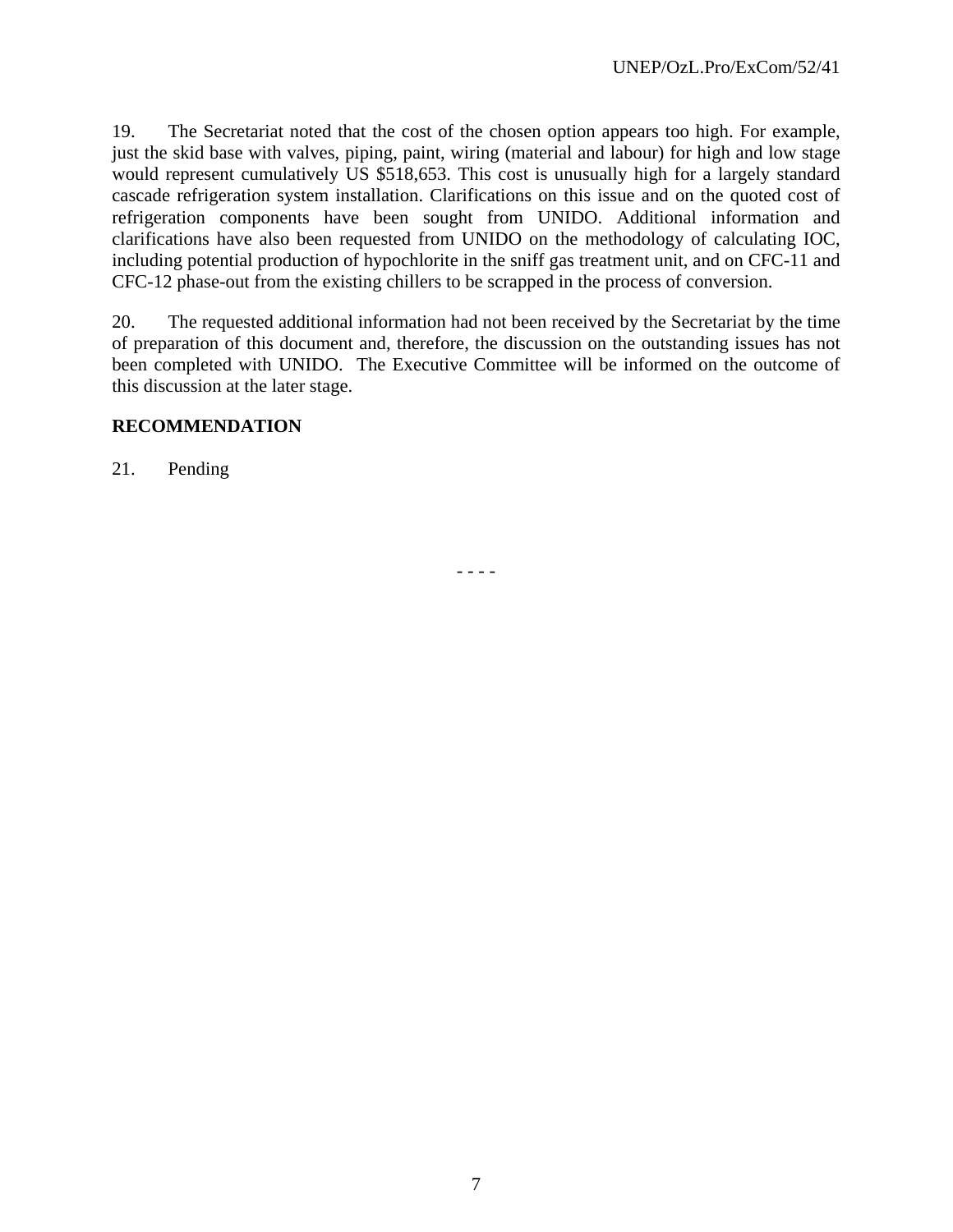19. The Secretariat noted that the cost of the chosen option appears too high. For example, just the skid base with valves, piping, paint, wiring (material and labour) for high and low stage would represent cumulatively US $518,653. This cost is unusually high for a largely standard cascade refrigeration system installation. Clarifications on this issue and on the quoted cost of refrigeration components have been sought from UNIDO. Additional information and clarifications have also been requested from UNIDO on the methodology of calculating IOC, including potential production of hypochlorite in the sniff gas treatment unit, and on CFC-11 and CFC-12 phase-out from the existing chillers to be scrapped in the process of conversion.

20. The requested additional information had not been received by the Secretariat by the time of preparation of this document and, therefore, the discussion on the outstanding issues has not been completed with UNIDO. The Executive Committee will be informed on the outcome of this discussion at the later stage.

**RECOMMENDATION**

21. Pending

- - - -